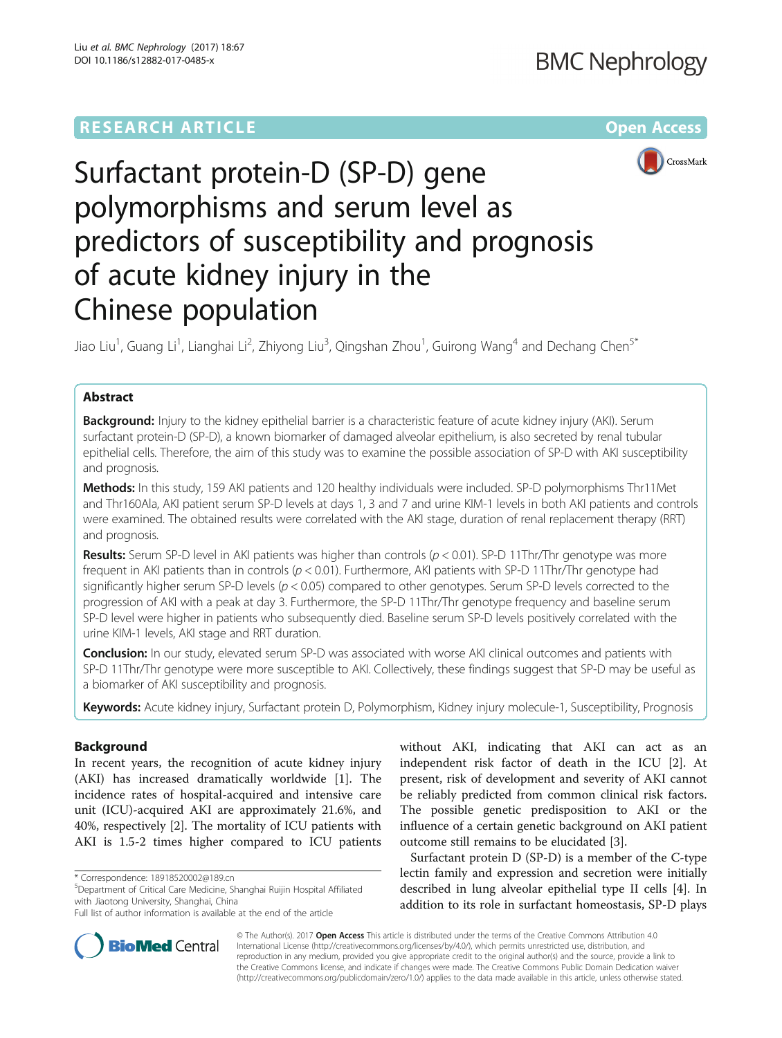RESEARCH ARTICLE

Open Access

# Surfactant protein-D (SP-D) gene polymorphisms and serum level as predictors of susceptibility and prognosis of acute kidney injury in the Chinese population

Jiao Liu[1], Guang Li[1], Lianghai Li[2], Zhiyong Liu[3], Qingshan Zhou[1], Guirong Wang[4] and Dechang Chen[5*]

## Abstract

**Background:** Injury to the kidney epithelial barrier is a characteristic feature of acute kidney injury (AKI). Serum surfactant protein-D (SP-D), a known biomarker of damaged alveolar epithelium, is also secreted by renal tubular epithelial cells. Therefore, the aim of this study was to examine the possible association of SP-D with AKI susceptibility and prognosis.

**Methods:** In this study, 159 AKI patients and 120 healthy individuals were included. SP-D polymorphisms Thr11Met and Thr160Ala, AKI patient serum SP-D levels at days 1, 3 and 7 and urine KIM-1 levels in both AKI patients and controls were examined. The obtained results were correlated with the AKI stage, duration of renal replacement therapy (RRT) and prognosis.

**Results:** Serum SP-D level in AKI patients was higher than controls ($p < 0.01$). SP-D 11Thr/Thr genotype was more frequent in AKI patients than in controls ($p < 0.01$). Furthermore, AKI patients with SP-D 11Thr/Thr genotype had significantly higher serum SP-D levels ($p < 0.05$) compared to other genotypes. Serum SP-D levels corrected to the progression of AKI with a peak at day 3. Furthermore, the SP-D 11Thr/Thr genotype frequency and baseline serum SP-D level were higher in patients who subsequently died. Baseline serum SP-D levels positively correlated with the urine KIM-1 levels, AKI stage and RRT duration.

**Conclusion:** In our study, elevated serum SP-D was associated with worse AKI clinical outcomes and patients with SP-D 11Thr/Thr genotype were more susceptible to AKI. Collectively, these findings suggest that SP-D may be useful as a biomarker of AKI susceptibility and prognosis.

**Keywords:** Acute kidney injury, Surfactant protein D, Polymorphism, Kidney injury molecule-1, Susceptibility, Prognosis

## Background

In recent years, the recognition of acute kidney injury (AKI) has increased dramatically worldwide [1]. The incidence rates of hospital-acquired and intensive care unit (ICU)-acquired AKI are approximately 21.6%, and 40%, respectively [2]. The mortality of ICU patients with AKI is 1.5-2 times higher compared to ICU patients without AKI, indicating that AKI can act as an independent risk factor of death in the ICU [2]. At present, risk of development and severity of AKI cannot be reliably predicted from common clinical risk factors. The possible genetic predisposition to AKI or the influence of a certain genetic background on AKI patient outcome still remains to be elucidated [3].

Surfactant protein D (SP-D) is a member of the C-type lectin family and expression and secretion were initially described in lung alveolar epithelial type II cells [4]. In addition to its role in surfactant homeostasis, SP-D plays

\* Correspondence: 18918520002@189.cn
[5]Department of Critical Care Medicine, Shanghai Ruijin Hospital Affiliated with Jiaotong University, Shanghai, China
Full list of author information is available at the end of the article

© The Author(s). 2017 **Open Access** This article is distributed under the terms of the Creative Commons Attribution 4.0 International License (http://creativecommons.org/licenses/by/4.0/), which permits unrestricted use, distribution, and reproduction in any medium, provided you give appropriate credit to the original author(s) and the source, provide a link to the Creative Commons license, and indicate if changes were made. The Creative Commons Public Domain Dedication waiver (http://creativecommons.org/publicdomain/zero/1.0/) applies to the data made available in this article, unless otherwise stated.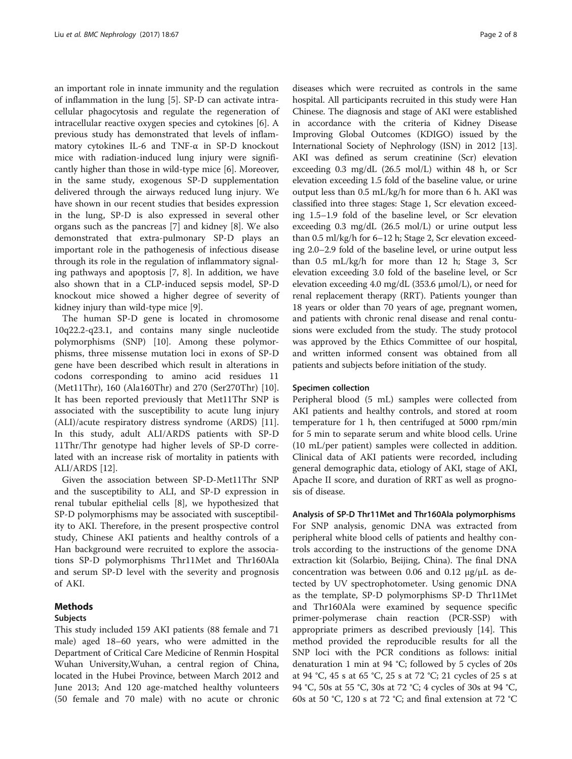an important role in innate immunity and the regulation of inflammation in the lung [5]. SP-D can activate intracellular phagocytosis and regulate the regeneration of intracellular reactive oxygen species and cytokines [6]. A previous study has demonstrated that levels of inflammatory cytokines IL-6 and TNF-α in SP-D knockout mice with radiation-induced lung injury were significantly higher than those in wild-type mice [6]. Moreover, in the same study, exogenous SP-D supplementation delivered through the airways reduced lung injury. We have shown in our recent studies that besides expression in the lung, SP-D is also expressed in several other organs such as the pancreas [7] and kidney [8]. We also demonstrated that extra-pulmonary SP-D plays an important role in the pathogenesis of infectious disease through its role in the regulation of inflammatory signaling pathways and apoptosis [7, 8]. In addition, we have also shown that in a CLP-induced sepsis model, SP-D knockout mice showed a higher degree of severity of kidney injury than wild-type mice [9].

The human SP-D gene is located in chromosome 10q22.2-q23.1, and contains many single nucleotide polymorphisms (SNP) [10]. Among these polymorphisms, three missense mutation loci in exons of SP-D gene have been described which result in alterations in codons corresponding to amino acid residues 11 (Met11Thr), 160 (Ala160Thr) and 270 (Ser270Thr) [10]. It has been reported previously that Met11Thr SNP is associated with the susceptibility to acute lung injury (ALI)/acute respiratory distress syndrome (ARDS) [11]. In this study, adult ALI/ARDS patients with SP-D 11Thr/Thr genotype had higher levels of SP-D correlated with an increase risk of mortality in patients with ALI/ARDS [12].

Given the association between SP-D-Met11Thr SNP and the susceptibility to ALI, and SP-D expression in renal tubular epithelial cells [8], we hypothesized that SP-D polymorphisms may be associated with susceptibility to AKI. Therefore, in the present prospective control study, Chinese AKI patients and healthy controls of a Han background were recruited to explore the associations SP-D polymorphisms Thr11Met and Thr160Ala and serum SP-D level with the severity and prognosis of AKI.

## Methods

### Subjects

This study included 159 AKI patients (88 female and 71 male) aged 18–60 years, who were admitted in the Department of Critical Care Medicine of Renmin Hospital Wuhan University,Wuhan, a central region of China, located in the Hubei Province, between March 2012 and June 2013; And 120 age-matched healthy volunteers (50 female and 70 male) with no acute or chronic diseases which were recruited as controls in the same hospital. All participants recruited in this study were Han Chinese. The diagnosis and stage of AKI were established in accordance with the criteria of Kidney Disease Improving Global Outcomes (KDIGO) issued by the International Society of Nephrology (ISN) in 2012 [13]. AKI was defined as serum creatinine (Scr) elevation exceeding 0.3 mg/dL (26.5 mol/L) within 48 h, or Scr elevation exceeding 1.5 fold of the baseline value, or urine output less than 0.5 mL/kg/h for more than 6 h. AKI was classified into three stages: Stage 1, Scr elevation exceeding 1.5–1.9 fold of the baseline level, or Scr elevation exceeding 0.3 mg/dL (26.5 mol/L) or urine output less than 0.5 ml/kg/h for 6–12 h; Stage 2, Scr elevation exceeding 2.0–2.9 fold of the baseline level, or urine output less than 0.5 mL/kg/h for more than 12 h; Stage 3, Scr elevation exceeding 3.0 fold of the baseline level, or Scr elevation exceeding 4.0 mg/dL (353.6 μmol/L), or need for renal replacement therapy (RRT). Patients younger than 18 years or older than 70 years of age, pregnant women, and patients with chronic renal disease and renal contusions were excluded from the study. The study protocol was approved by the Ethics Committee of our hospital, and written informed consent was obtained from all patients and subjects before initiation of the study.

### Specimen collection

Peripheral blood (5 mL) samples were collected from AKI patients and healthy controls, and stored at room temperature for 1 h, then centrifuged at 5000 rpm/min for 5 min to separate serum and white blood cells. Urine (10 mL/per patient) samples were collected in addition. Clinical data of AKI patients were recorded, including general demographic data, etiology of AKI, stage of AKI, Apache II score, and duration of RRT as well as prognosis of disease.

### Analysis of SP-D Thr11Met and Thr160Ala polymorphisms

For SNP analysis, genomic DNA was extracted from peripheral white blood cells of patients and healthy controls according to the instructions of the genome DNA extraction kit (Solarbio, Beijing, China). The final DNA concentration was between 0.06 and 0.12 μg/μL as detected by UV spectrophotometer. Using genomic DNA as the template, SP-D polymorphisms SP-D Thr11Met and Thr160Ala were examined by sequence specific primer-polymerase chain reaction (PCR-SSP) with appropriate primers as described previously [14]. This method provided the reproducible results for all the SNP loci with the PCR conditions as follows: initial denaturation 1 min at 94 °C; followed by 5 cycles of 20s at 94 °C, 45 s at 65 °C, 25 s at 72 °C; 21 cycles of 25 s at 94 °C, 50s at 55 °C, 30s at 72 °C; 4 cycles of 30s at 94 °C, 60s at 50 °C, 120 s at 72 °C; and final extension at 72 °C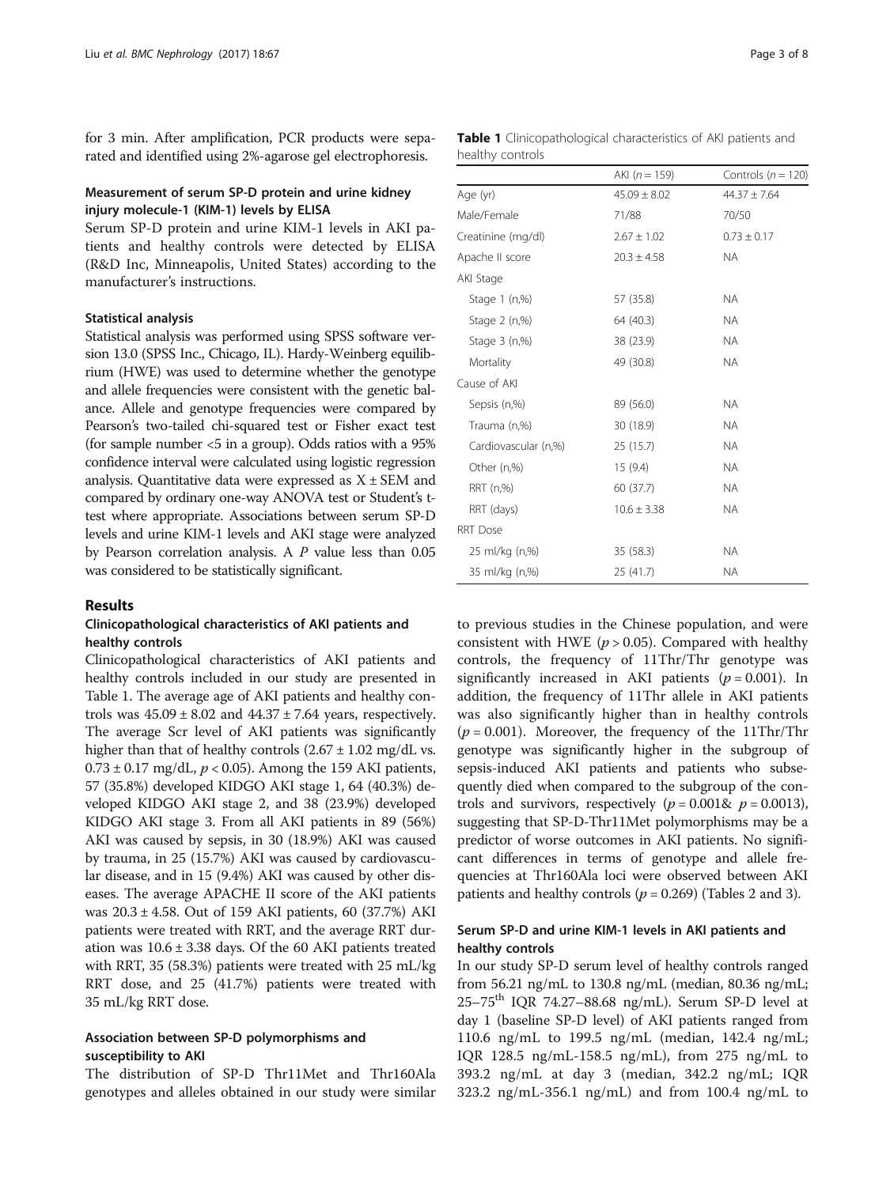for 3 min. After amplification, PCR products were separated and identified using 2%-agarose gel electrophoresis.

### Measurement of serum SP-D protein and urine kidney injury molecule-1 (KIM-1) levels by ELISA

Serum SP-D protein and urine KIM-1 levels in AKI patients and healthy controls were detected by ELISA (R&D Inc, Minneapolis, United States) according to the manufacturer's instructions.

### Statistical analysis

Statistical analysis was performed using SPSS software version 13.0 (SPSS Inc., Chicago, IL). Hardy-Weinberg equilibrium (HWE) was used to determine whether the genotype and allele frequencies were consistent with the genetic balance. Allele and genotype frequencies were compared by Pearson's two-tailed chi-squared test or Fisher exact test (for sample number <5 in a group). Odds ratios with a 95% confidence interval were calculated using logistic regression analysis. Quantitative data were expressed as X ± SEM and compared by ordinary one-way ANOVA test or Student's t-test where appropriate. Associations between serum SP-D levels and urine KIM-1 levels and AKI stage were analyzed by Pearson correlation analysis. A *P* value less than 0.05 was considered to be statistically significant.

## Results

### Clinicopathological characteristics of AKI patients and healthy controls

Clinicopathological characteristics of AKI patients and healthy controls included in our study are presented in Table 1. The average age of AKI patients and healthy controls was 45.09 ± 8.02 and 44.37 ± 7.64 years, respectively. The average Scr level of AKI patients was significantly higher than that of healthy controls (2.67 ± 1.02 mg/dL vs. 0.73 ± 0.17 mg/dL, $p < 0.05$). Among the 159 AKI patients, 57 (35.8%) developed KIDGO AKI stage 1, 64 (40.3%) developed KIDGO AKI stage 2, and 38 (23.9%) developed KIDGO AKI stage 3. From all AKI patients in 89 (56%) AKI was caused by sepsis, in 30 (18.9%) AKI was caused by trauma, in 25 (15.7%) AKI was caused by cardiovascular disease, and in 15 (9.4%) AKI was caused by other diseases. The average APACHE II score of the AKI patients was 20.3 ± 4.58. Out of 159 AKI patients, 60 (37.7%) AKI patients were treated with RRT, and the average RRT duration was 10.6 ± 3.38 days. Of the 60 AKI patients treated with RRT, 35 (58.3%) patients were treated with 25 mL/kg RRT dose, and 25 (41.7%) patients were treated with 35 mL/kg RRT dose.

**Table 1** Clinicopathological characteristics of AKI patients and healthy controls

| | AKI (*n* = 159) | Controls (*n* = 120) |
|---|---|---|
| Age (yr) | 45.09 ± 8.02 | 44.37 ± 7.64 |
| Male/Female | 71/88 | 70/50 |
| Creatinine (mg/dl) | 2.67 ± 1.02 | 0.73 ± 0.17 |
| Apache II score | 20.3 ± 4.58 | NA |
| AKI Stage | | |
| Stage 1 (n,%) | 57 (35.8) | NA |
| Stage 2 (n,%) | 64 (40.3) | NA |
| Stage 3 (n,%) | 38 (23.9) | NA |
| Mortality | 49 (30.8) | NA |
| Cause of AKI | | |
| Sepsis (n,%) | 89 (56.0) | NA |
| Trauma (n,%) | 30 (18.9) | NA |
| Cardiovascular (n,%) | 25 (15.7) | NA |
| Other (n,%) | 15 (9.4) | NA |
| RRT (n,%) | 60 (37.7) | NA |
| RRT (days) | 10.6 ± 3.38 | NA |
| RRT Dose | | |
| 25 ml/kg (n,%) | 35 (58.3) | NA |
| 35 ml/kg (n,%) | 25 (41.7) | NA |

### Association between SP-D polymorphisms and susceptibility to AKI

The distribution of SP-D Thr11Met and Thr160Ala genotypes and alleles obtained in our study were similar to previous studies in the Chinese population, and were consistent with HWE ($p > 0.05$). Compared with healthy controls, the frequency of 11Thr/Thr genotype was significantly increased in AKI patients ($p = 0.001$). In addition, the frequency of 11Thr allele in AKI patients was also significantly higher than in healthy controls ($p = 0.001$). Moreover, the frequency of the 11Thr/Thr genotype was significantly higher in the subgroup of sepsis-induced AKI patients and patients who subsequently died when compared to the subgroup of the controls and survivors, respectively ($p = 0.001$& $p = 0.0013$), suggesting that SP-D-Thr11Met polymorphisms may be a predictor of worse outcomes in AKI patients. No significant differences in terms of genotype and allele frequencies at Thr160Ala loci were observed between AKI patients and healthy controls ($p = 0.269$) (Tables 2 and 3).

### Serum SP-D and urine KIM-1 levels in AKI patients and healthy controls

In our study SP-D serum level of healthy controls ranged from 56.21 ng/mL to 130.8 ng/mL (median, 80.36 ng/mL; 25–75th IQR 74.27–88.68 ng/mL). Serum SP-D level at day 1 (baseline SP-D level) of AKI patients ranged from 110.6 ng/mL to 199.5 ng/mL (median, 142.4 ng/mL; IQR 128.5 ng/mL-158.5 ng/mL), from 275 ng/mL to 393.2 ng/mL at day 3 (median, 342.2 ng/mL; IQR 323.2 ng/mL-356.1 ng/mL) and from 100.4 ng/mL to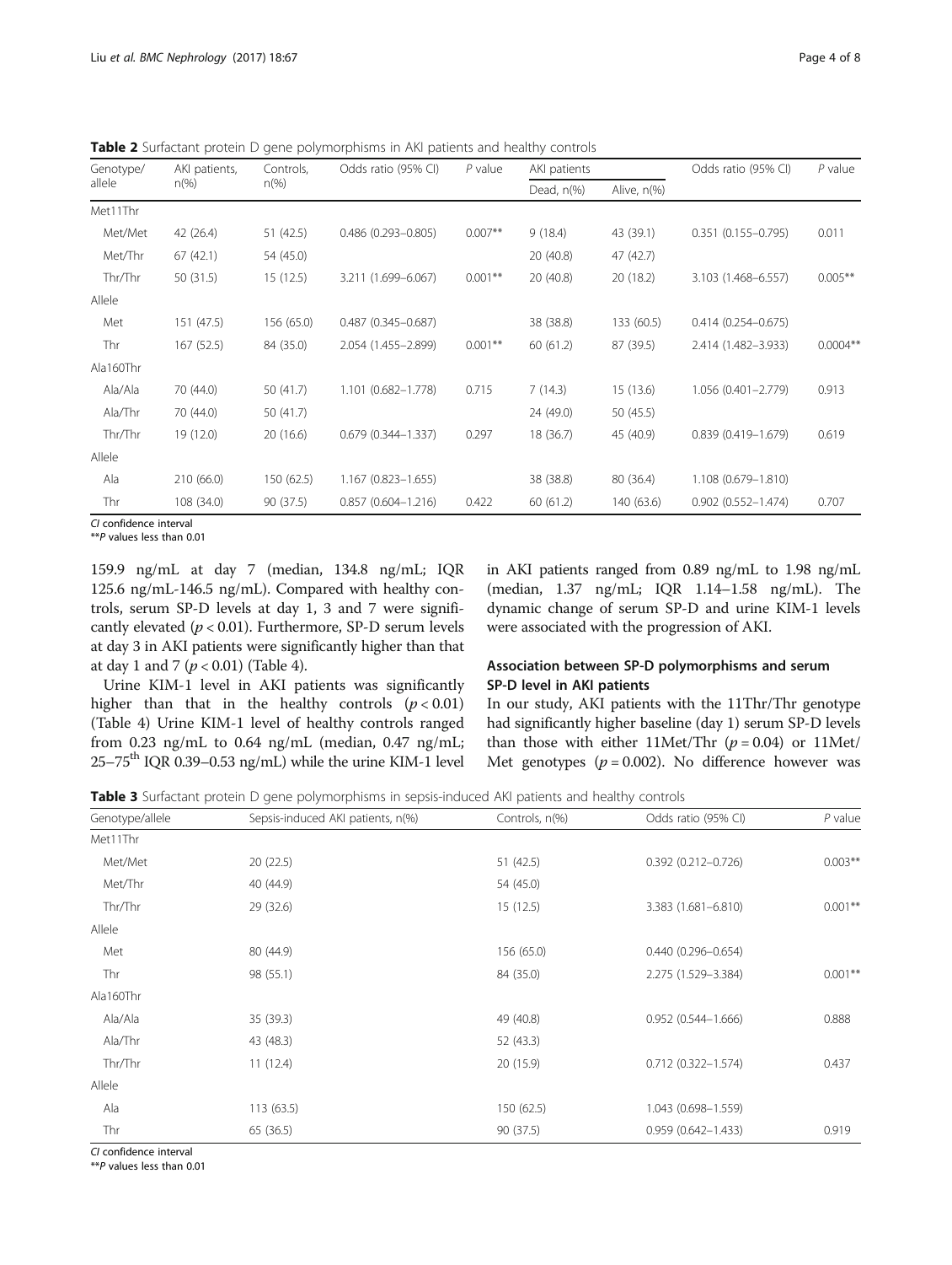**Table 2** Surfactant protein D gene polymorphisms in AKI patients and healthy controls

| Genotype/ allele | AKI patients, n(%) | Controls, n(%) | Odds ratio (95% CI) | *P* value | AKI patients | | Odds ratio (95% CI) | *P* value |
|---|---|---|---|---|---|---|---|---|
| | | | | | Dead, n(%) | Alive, n(%) | | |
| Met11Thr | | | | | | | | |
| Met/Met | 42 (26.4) | 51 (42.5) | 0.486 (0.293–0.805) | 0.007** | 9 (18.4) | 43 (39.1) | 0.351 (0.155–0.795) | 0.011 |
| Met/Thr | 67 (42.1) | 54 (45.0) | | | 20 (40.8) | 47 (42.7) | | |
| Thr/Thr | 50 (31.5) | 15 (12.5) | 3.211 (1.699–6.067) | 0.001** | 20 (40.8) | 20 (18.2) | 3.103 (1.468–6.557) | 0.005** |
| Allele | | | | | | | | |
| Met | 151 (47.5) | 156 (65.0) | 0.487 (0.345–0.687) | | 38 (38.8) | 133 (60.5) | 0.414 (0.254–0.675) | |
| Thr | 167 (52.5) | 84 (35.0) | 2.054 (1.455–2.899) | 0.001** | 60 (61.2) | 87 (39.5) | 2.414 (1.482–3.933) | 0.0004** |
| Ala160Thr | | | | | | | | |
| Ala/Ala | 70 (44.0) | 50 (41.7) | 1.101 (0.682–1.778) | 0.715 | 7 (14.3) | 15 (13.6) | 1.056 (0.401–2.779) | 0.913 |
| Ala/Thr | 70 (44.0) | 50 (41.7) | | | 24 (49.0) | 50 (45.5) | | |
| Thr/Thr | 19 (12.0) | 20 (16.6) | 0.679 (0.344–1.337) | 0.297 | 18 (36.7) | 45 (40.9) | 0.839 (0.419–1.679) | 0.619 |
| Allele | | | | | | | | |
| Ala | 210 (66.0) | 150 (62.5) | 1.167 (0.823–1.655) | | 38 (38.8) | 80 (36.4) | 1.108 (0.679–1.810) | |
| Thr | 108 (34.0) | 90 (37.5) | 0.857 (0.604–1.216) | 0.422 | 60 (61.2) | 140 (63.6) | 0.902 (0.552–1.474) | 0.707 |

*CI* confidence interval
***P* values less than 0.01

159.9 ng/mL at day 7 (median, 134.8 ng/mL; IQR 125.6 ng/mL-146.5 ng/mL). Compared with healthy controls, serum SP-D levels at day 1, 3 and 7 were significantly elevated ($p < 0.01$). Furthermore, SP-D serum levels at day 3 in AKI patients were significantly higher than that at day 1 and 7 ($p < 0.01$) (Table 4).

Urine KIM-1 level in AKI patients was significantly higher than that in the healthy controls ($p < 0.01$) (Table 4) Urine KIM-1 level of healthy controls ranged from 0.23 ng/mL to 0.64 ng/mL (median, 0.47 ng/mL; 25–75$^{th}$ IQR 0.39–0.53 ng/mL) while the urine KIM-1 level in AKI patients ranged from 0.89 ng/mL to 1.98 ng/mL (median, 1.37 ng/mL; IQR 1.14–1.58 ng/mL). The dynamic change of serum SP-D and urine KIM-1 levels were associated with the progression of AKI.

### Association between SP-D polymorphisms and serum SP-D level in AKI patients

In our study, AKI patients with the 11Thr/Thr genotype had significantly higher baseline (day 1) serum SP-D levels than those with either 11Met/Thr ($p = 0.04$) or 11Met/Met genotypes ($p = 0.002$). No difference however was

**Table 3** Surfactant protein D gene polymorphisms in sepsis-induced AKI patients and healthy controls

| Genotype/allele | Sepsis-induced AKI patients, n(%) | Controls, n(%) | Odds ratio (95% CI) | *P* value |
|---|---|---|---|---|
| Met11Thr | | | | |
| Met/Met | 20 (22.5) | 51 (42.5) | 0.392 (0.212–0.726) | 0.003** |
| Met/Thr | 40 (44.9) | 54 (45.0) | | |
| Thr/Thr | 29 (32.6) | 15 (12.5) | 3.383 (1.681–6.810) | 0.001** |
| Allele | | | | |
| Met | 80 (44.9) | 156 (65.0) | 0.440 (0.296–0.654) | |
| Thr | 98 (55.1) | 84 (35.0) | 2.275 (1.529–3.384) | 0.001** |
| Ala160Thr | | | | |
| Ala/Ala | 35 (39.3) | 49 (40.8) | 0.952 (0.544–1.666) | 0.888 |
| Ala/Thr | 43 (48.3) | 52 (43.3) | | |
| Thr/Thr | 11 (12.4) | 20 (15.9) | 0.712 (0.322–1.574) | 0.437 |
| Allele | | | | |
| Ala | 113 (63.5) | 150 (62.5) | 1.043 (0.698–1.559) | |
| Thr | 65 (36.5) | 90 (37.5) | 0.959 (0.642–1.433) | 0.919 |

*CI* confidence interval
***P* values less than 0.01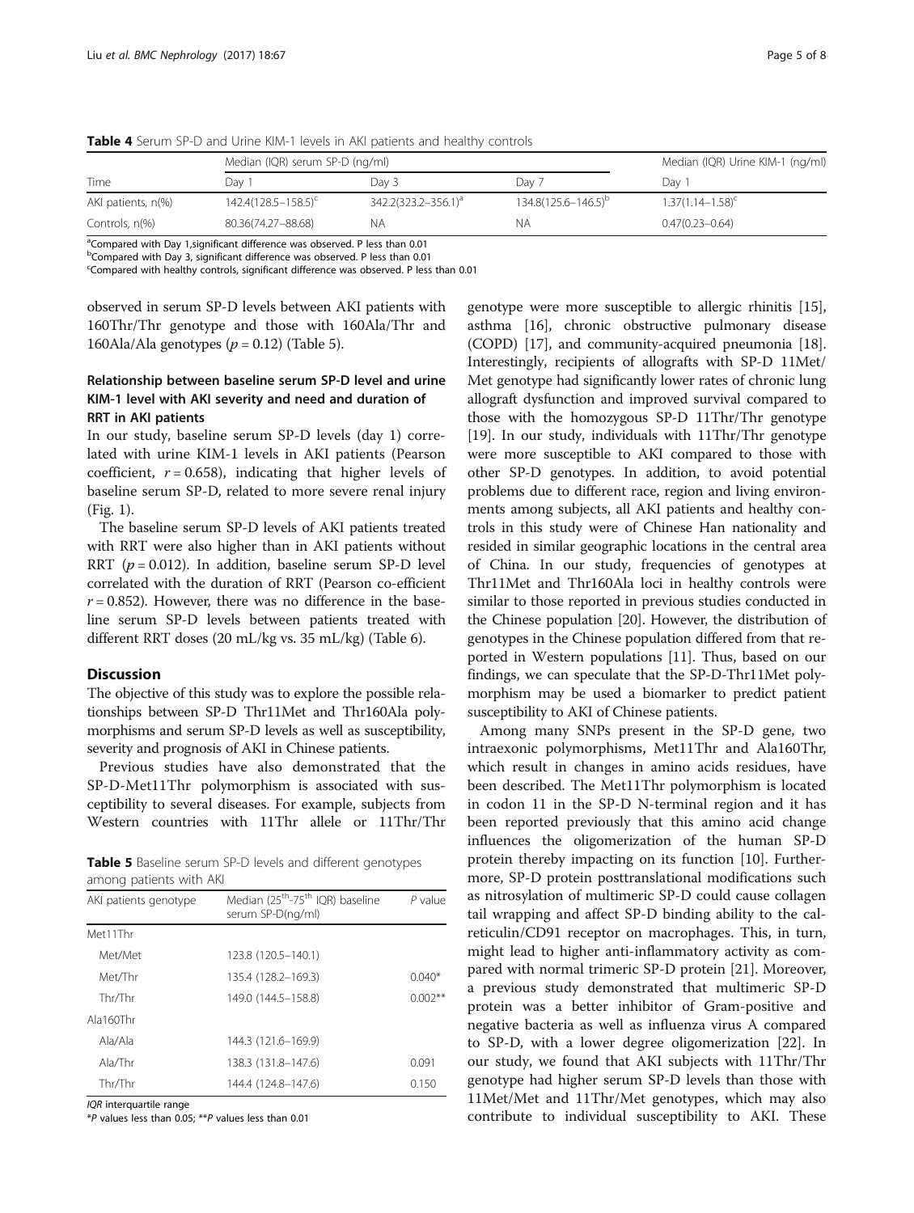**Table 4** Serum SP-D and Urine KIM-1 levels in AKI patients and healthy controls

| | Median (IQR) serum SP-D (ng/ml) | | | Median (IQR) Urine KIM-1 (ng/ml) |
|---|---|---|---|---|
| Time | Day 1 | Day 3 | Day 7 | Day 1 |
| AKI patients, n(%) | 142.4(128.5–158.5)[c] | 342.2(323.2–356.1)[a] | 134.8(125.6–146.5)[b] | 1.37(1.14–1.58)[c] |
| Controls, n(%) | 80.36(74.27–88.68) | NA | NA | 0.47(0.23–0.64) |

[a]Compared with Day 1,significant difference was observed. P less than 0.01
[b]Compared with Day 3, significant difference was observed. P less than 0.01
[c]Compared with healthy controls, significant difference was observed. P less than 0.01

observed in serum SP-D levels between AKI patients with 160Thr/Thr genotype and those with 160Ala/Thr and 160Ala/Ala genotypes ($p = 0.12$) (Table 5).

### Relationship between baseline serum SP-D level and urine KIM-1 level with AKI severity and need and duration of RRT in AKI patients

In our study, baseline serum SP-D levels (day 1) correlated with urine KIM-1 levels in AKI patients (Pearson coefficient, $r = 0.658$), indicating that higher levels of baseline serum SP-D, related to more severe renal injury (Fig. 1).

The baseline serum SP-D levels of AKI patients treated with RRT were also higher than in AKI patients without RRT ($p = 0.012$). In addition, baseline serum SP-D level correlated with the duration of RRT (Pearson co-efficient $r = 0.852$). However, there was no difference in the baseline serum SP-D levels between patients treated with different RRT doses (20 mL/kg vs. 35 mL/kg) (Table 6).

## Discussion

The objective of this study was to explore the possible relationships between SP-D Thr11Met and Thr160Ala polymorphisms and serum SP-D levels as well as susceptibility, severity and prognosis of AKI in Chinese patients.

Previous studies have also demonstrated that the SP-D-Met11Thr polymorphism is associated with susceptibility to several diseases. For example, subjects from Western countries with 11Thr allele or 11Thr/Thr

**Table 5** Baseline serum SP-D levels and different genotypes among patients with AKI

| AKI patients genotype | Median (25th-75th IQR) baseline serum SP-D(ng/ml) | P value |
|---|---|---|
| Met11Thr | | |
| Met/Met | 123.8 (120.5–140.1) | |
| Met/Thr | 135.4 (128.2–169.3) | 0.040* |
| Thr/Thr | 149.0 (144.5–158.8) | 0.002** |
| Ala160Thr | | |
| Ala/Ala | 144.3 (121.6–169.9) | |
| Ala/Thr | 138.3 (131.8–147.6) | 0.091 |
| Thr/Thr | 144.4 (124.8–147.6) | 0.150 |

*IQR* interquartile range
*P values less than 0.05; **P values less than 0.01

genotype were more susceptible to allergic rhinitis [15], asthma [16], chronic obstructive pulmonary disease (COPD) [17], and community-acquired pneumonia [18]. Interestingly, recipients of allografts with SP-D 11Met/Met genotype had significantly lower rates of chronic lung allograft dysfunction and improved survival compared to those with the homozygous SP-D 11Thr/Thr genotype [19]. In our study, individuals with 11Thr/Thr genotype were more susceptible to AKI compared to those with other SP-D genotypes. In addition, to avoid potential problems due to different race, region and living environments among subjects, all AKI patients and healthy controls in this study were of Chinese Han nationality and resided in similar geographic locations in the central area of China. In our study, frequencies of genotypes at Thr11Met and Thr160Ala loci in healthy controls were similar to those reported in previous studies conducted in the Chinese population [20]. However, the distribution of genotypes in the Chinese population differed from that reported in Western populations [11]. Thus, based on our findings, we can speculate that the SP-D-Thr11Met polymorphism may be used a biomarker to predict patient susceptibility to AKI of Chinese patients.

Among many SNPs present in the SP-D gene, two intraexonic polymorphisms, Met11Thr and Ala160Thr, which result in changes in amino acids residues, have been described. The Met11Thr polymorphism is located in codon 11 in the SP-D N-terminal region and it has been reported previously that this amino acid change influences the oligomerization of the human SP-D protein thereby impacting on its function [10]. Furthermore, SP-D protein posttranslational modifications such as nitrosylation of multimeric SP-D could cause collagen tail wrapping and affect SP-D binding ability to the calreticulin/CD91 receptor on macrophages. This, in turn, might lead to higher anti-inflammatory activity as compared with normal trimeric SP-D protein [21]. Moreover, a previous study demonstrated that multimeric SP-D protein was a better inhibitor of Gram-positive and negative bacteria as well as influenza virus A compared to SP-D, with a lower degree oligomerization [22]. In our study, we found that AKI subjects with 11Thr/Thr genotype had higher serum SP-D levels than those with 11Met/Met and 11Thr/Met genotypes, which may also contribute to individual susceptibility to AKI. These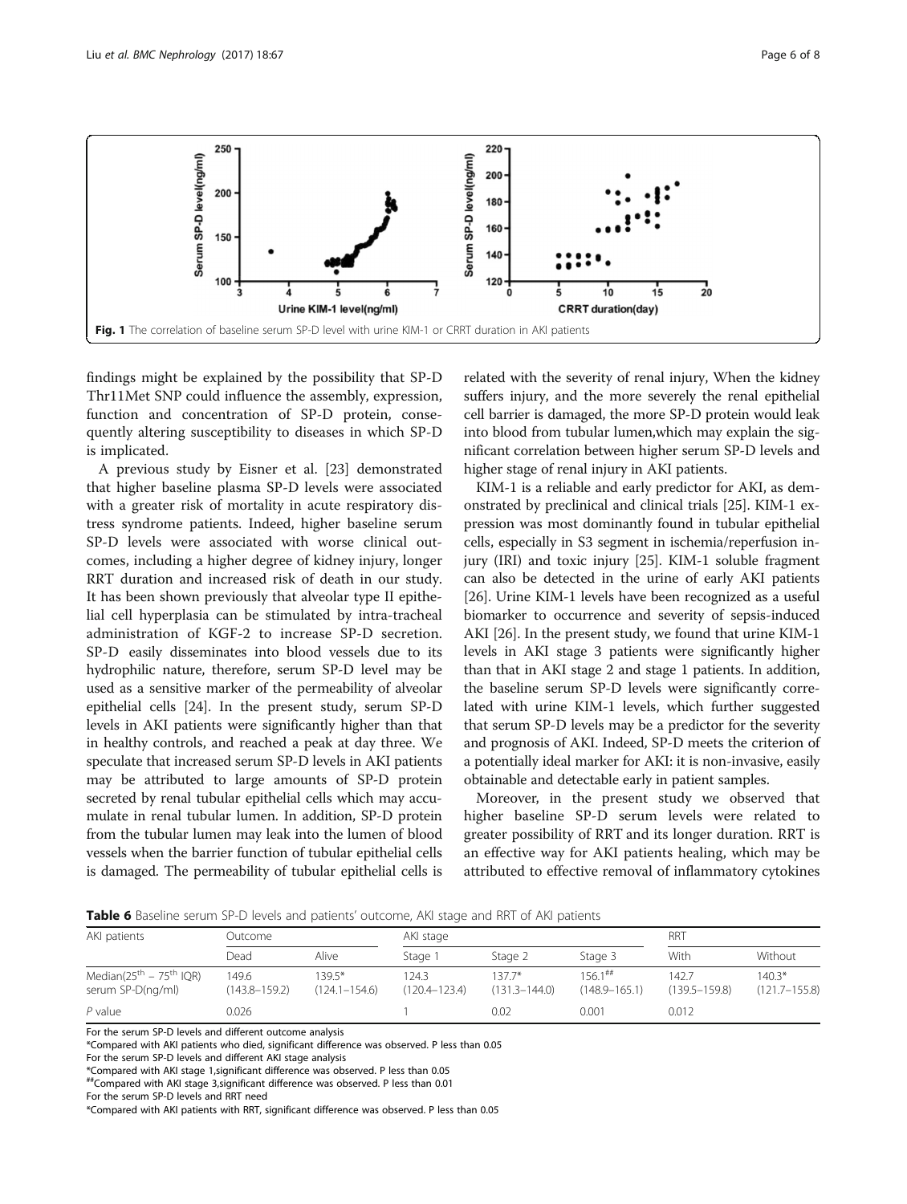Serum SP-D level(ng/ml)

250
200
150
100

3 4 5 6 7

Urine KIM-1 level(ng/ml)

Serum SP-D level(ng/ml)

220
200
180
160
140
120

0 5 10 15 20

CRRT duration(day)

**Fig. 1** The correlation of baseline serum SP-D level with urine KIM-1 or CRRT duration in AKI patients

findings might be explained by the possibility that SP-D Thr11Met SNP could influence the assembly, expression, function and concentration of SP-D protein, consequently altering susceptibility to diseases in which SP-D is implicated.

A previous study by Eisner et al. [23] demonstrated that higher baseline plasma SP-D levels were associated with a greater risk of mortality in acute respiratory distress syndrome patients. Indeed, higher baseline serum SP-D levels were associated with worse clinical outcomes, including a higher degree of kidney injury, longer RRT duration and increased risk of death in our study. It has been shown previously that alveolar type II epithelial cell hyperplasia can be stimulated by intra-tracheal administration of KGF-2 to increase SP-D secretion. SP-D easily disseminates into blood vessels due to its hydrophilic nature, therefore, serum SP-D level may be used as a sensitive marker of the permeability of alveolar epithelial cells [24]. In the present study, serum SP-D levels in AKI patients were significantly higher than that in healthy controls, and reached a peak at day three. We speculate that increased serum SP-D levels in AKI patients may be attributed to large amounts of SP-D protein secreted by renal tubular epithelial cells which may accumulate in renal tubular lumen. In addition, SP-D protein from the tubular lumen may leak into the lumen of blood vessels when the barrier function of tubular epithelial cells is damaged. The permeability of tubular epithelial cells is related with the severity of renal injury, When the kidney suffers injury, and the more severely the renal epithelial cell barrier is damaged, the more SP-D protein would leak into blood from tubular lumen,which may explain the significant correlation between higher serum SP-D levels and higher stage of renal injury in AKI patients.

KIM-1 is a reliable and early predictor for AKI, as demonstrated by preclinical and clinical trials [25]. KIM-1 expression was most dominantly found in tubular epithelial cells, especially in S3 segment in ischemia/reperfusion injury (IRI) and toxic injury [25]. KIM-1 soluble fragment can also be detected in the urine of early AKI patients [26]. Urine KIM-1 levels have been recognized as a useful biomarker to occurrence and severity of sepsis-induced AKI [26]. In the present study, we found that urine KIM-1 levels in AKI stage 3 patients were significantly higher than that in AKI stage 2 and stage 1 patients. In addition, the baseline serum SP-D levels were significantly correlated with urine KIM-1 levels, which further suggested that serum SP-D levels may be a predictor for the severity and prognosis of AKI. Indeed, SP-D meets the criterion of a potentially ideal marker for AKI: it is non-invasive, easily obtainable and detectable early in patient samples.

Moreover, in the present study we observed that higher baseline SP-D serum levels were related to greater possibility of RRT and its longer duration. RRT is an effective way for AKI patients healing, which may be attributed to effective removal of inflammatory cytokines

**Table 6** Baseline serum SP-D levels and patients' outcome, AKI stage and RRT of AKI patients

| AKI patients | Outcome | | AKI stage | | | RRT | |
|---|---|---|---|---|---|---|---|
| | Dead | Alive | Stage 1 | Stage 2 | Stage 3 | With | Without |
| Median($25^{th}$ – $75^{th}$ IQR) serum SP-D(ng/ml) | 149.6 (143.8–159.2) | 139.5* (124.1–154.6) | 124.3 (120.4–123.4) | 137.7* (131.3–144.0) | 156.1[##] (148.9–165.1) | 142.7 (139.5–159.8) | 140.3* (121.7–155.8) |
| *P* value | 0.026 | | 1 | 0.02 | 0.001 | 0.012 | |

For the serum SP-D levels and different outcome analysis
*Compared with AKI patients who died, significant difference was observed. P less than 0.05
For the serum SP-D levels and different AKI stage analysis
*Compared with AKI stage 1,significant difference was observed. P less than 0.05
[##]Compared with AKI stage 3,significant difference was observed. P less than 0.01
For the serum SP-D levels and RRT need
*Compared with AKI patients with RRT, significant difference was observed. P less than 0.05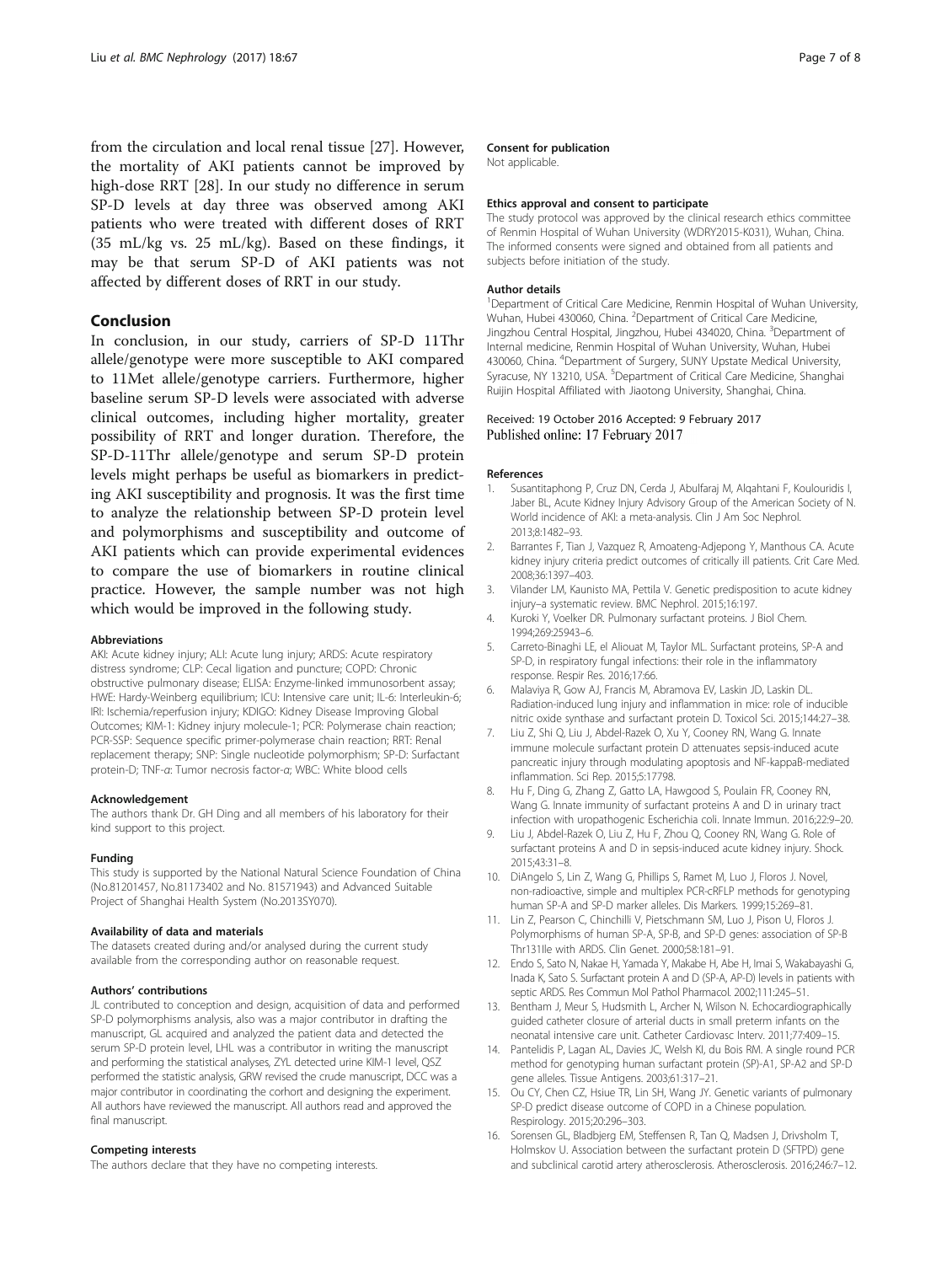from the circulation and local renal tissue [27]. However, the mortality of AKI patients cannot be improved by high-dose RRT [28]. In our study no difference in serum SP-D levels at day three was observed among AKI patients who were treated with different doses of RRT (35 mL/kg vs. 25 mL/kg). Based on these findings, it may be that serum SP-D of AKI patients was not affected by different doses of RRT in our study.

## Conclusion

In conclusion, in our study, carriers of SP-D 11Thr allele/genotype were more susceptible to AKI compared to 11Met allele/genotype carriers. Furthermore, higher baseline serum SP-D levels were associated with adverse clinical outcomes, including higher mortality, greater possibility of RRT and longer duration. Therefore, the SP-D-11Thr allele/genotype and serum SP-D protein levels might perhaps be useful as biomarkers in predicting AKI susceptibility and prognosis. It was the first time to analyze the relationship between SP-D protein level and polymorphisms and susceptibility and outcome of AKI patients which can provide experimental evidences to compare the use of biomarkers in routine clinical practice. However, the sample number was not high which would be improved in the following study.

#### Abbreviations

AKI: Acute kidney injury; ALI: Acute lung injury; ARDS: Acute respiratory distress syndrome; CLP: Cecal ligation and puncture; COPD: Chronic obstructive pulmonary disease; ELISA: Enzyme-linked immunosorbent assay; HWE: Hardy-Weinberg equilibrium; ICU: Intensive care unit; IL-6: Interleukin-6; IRI: Ischemia/reperfusion injury; KDIGO: Kidney Disease Improving Global Outcomes; KIM-1: Kidney injury molecule-1; PCR: Polymerase chain reaction; PCR-SSP: Sequence specific primer-polymerase chain reaction; RRT: Renal replacement therapy; SNP: Single nucleotide polymorphism; SP-D: Surfactant protein-D; TNF-α: Tumor necrosis factor-α; WBC: White blood cells

#### Acknowledgement

The authors thank Dr. GH Ding and all members of his laboratory for their kind support to this project.

#### Funding

This study is supported by the National Natural Science Foundation of China (No.81201457, No.81173402 and No. 81571943) and Advanced Suitable Project of Shanghai Health System (No.2013SY070).

#### Availability of data and materials

The datasets created during and/or analysed during the current study available from the corresponding author on reasonable request.

#### Authors' contributions

JL contributed to conception and design, acquisition of data and performed SP-D polymorphisms analysis, also was a major contributor in drafting the manuscript, GL acquired and analyzed the patient data and detected the serum SP-D protein level, LHL was a contributor in writing the manuscript and performing the statistical analyses, ZYL detected urine KIM-1 level, QSZ performed the statistic analysis, GRW revised the crude manuscript, DCC was a major contributor in coordinating the corhort and designing the experiment. All authors have reviewed the manuscript. All authors read and approved the final manuscript.

#### Competing interests

The authors declare that they have no competing interests.

#### Consent for publication

Not applicable.

#### Ethics approval and consent to participate

The study protocol was approved by the clinical research ethics committee of Renmin Hospital of Wuhan University (WDRY2015-K031), Wuhan, China. The informed consents were signed and obtained from all patients and subjects before initiation of the study.

#### Author details

[1]Department of Critical Care Medicine, Renmin Hospital of Wuhan University, Wuhan, Hubei 430060, China. [2]Department of Critical Care Medicine, Jingzhou Central Hospital, Jingzhou, Hubei 434020, China. [3]Department of Internal medicine, Renmin Hospital of Wuhan University, Wuhan, Hubei 430060, China. [4]Department of Surgery, SUNY Upstate Medical University, Syracuse, NY 13210, USA. [5]Department of Critical Care Medicine, Shanghai Ruijin Hospital Affiliated with Jiaotong University, Shanghai, China.

Received: 19 October 2016 Accepted: 9 February 2017
Published online: 17 February 2017

#### References

1. Susantitaphong P, Cruz DN, Cerda J, Abulfaraj M, Alqahtani F, Koulouridis I, Jaber BL, Acute Kidney Injury Advisory Group of the American Society of N. World incidence of AKI: a meta-analysis. Clin J Am Soc Nephrol. 2013;8:1482–93.
2. Barrantes F, Tian J, Vazquez R, Amoateng-Adjepong Y, Manthous CA. Acute kidney injury criteria predict outcomes of critically ill patients. Crit Care Med. 2008;36:1397–403.
3. Vilander LM, Kaunisto MA, Pettila V. Genetic predisposition to acute kidney injury–a systematic review. BMC Nephrol. 2015;16:197.
4. Kuroki Y, Voelker DR. Pulmonary surfactant proteins. J Biol Chem. 1994;269:25943–6.
5. Carreto-Binaghi LE, el Aliouat M, Taylor ML. Surfactant proteins, SP-A and SP-D, in respiratory fungal infections: their role in the inflammatory response. Respir Res. 2016;17:66.
6. Malaviya R, Gow AJ, Francis M, Abramova EV, Laskin JD, Laskin DL. Radiation-induced lung injury and inflammation in mice: role of inducible nitric oxide synthase and surfactant protein D. Toxicol Sci. 2015;144:27–38.
7. Liu Z, Shi Q, Liu J, Abdel-Razek O, Xu Y, Cooney RN, Wang G. Innate immune molecule surfactant protein D attenuates sepsis-induced acute pancreatic injury through modulating apoptosis and NF-kappaB-mediated inflammation. Sci Rep. 2015;5:17798.
8. Hu F, Ding G, Zhang Z, Gatto LA, Hawgood S, Poulain FR, Cooney RN, Wang G. Innate immunity of surfactant proteins A and D in urinary tract infection with uropathogenic Escherichia coli. Innate Immun. 2016;22:9–20.
9. Liu J, Abdel-Razek O, Liu Z, Hu F, Zhou Q, Cooney RN, Wang G. Role of surfactant proteins A and D in sepsis-induced acute kidney injury. Shock. 2015;43:31–8.
10. DiAngelo S, Lin Z, Wang G, Phillips S, Ramet M, Luo J, Floros J. Novel, non-radioactive, simple and multiplex PCR-cRFLP methods for genotyping human SP-A and SP-D marker alleles. Dis Markers. 1999;15:269–81.
11. Lin Z, Pearson C, Chinchilli V, Pietschmann SM, Luo J, Pison U, Floros J. Polymorphisms of human SP-A, SP-B, and SP-D genes: association of SP-B Thr131Ile with ARDS. Clin Genet. 2000;58:181–91.
12. Endo S, Sato N, Nakae H, Yamada Y, Makabe H, Abe H, Imai S, Wakabayashi G, Inada K, Sato S. Surfactant protein A and D (SP-A, AP-D) levels in patients with septic ARDS. Res Commun Mol Pathol Pharmacol. 2002;111:245–51.
13. Bentham J, Meur S, Hudsmith L, Archer N, Wilson N. Echocardiographically guided catheter closure of arterial ducts in small preterm infants on the neonatal intensive care unit. Catheter Cardiovasc Interv. 2011;77:409–15.
14. Pantelidis P, Lagan AL, Davies JC, Welsh KI, du Bois RM. A single round PCR method for genotyping human surfactant protein (SP)-A1, SP-A2 and SP-D gene alleles. Tissue Antigens. 2003;61:317–21.
15. Ou CY, Chen CZ, Hsiue TR, Lin SH, Wang JY. Genetic variants of pulmonary SP-D predict disease outcome of COPD in a Chinese population. Respirology. 2015;20:296–303.
16. Sorensen GL, Bladbjerg EM, Steffensen R, Tan Q, Madsen J, Drivsholm T, Holmskov U. Association between the surfactant protein D (SFTPD) gene and subclinical carotid artery atherosclerosis. Atherosclerosis. 2016;246:7–12.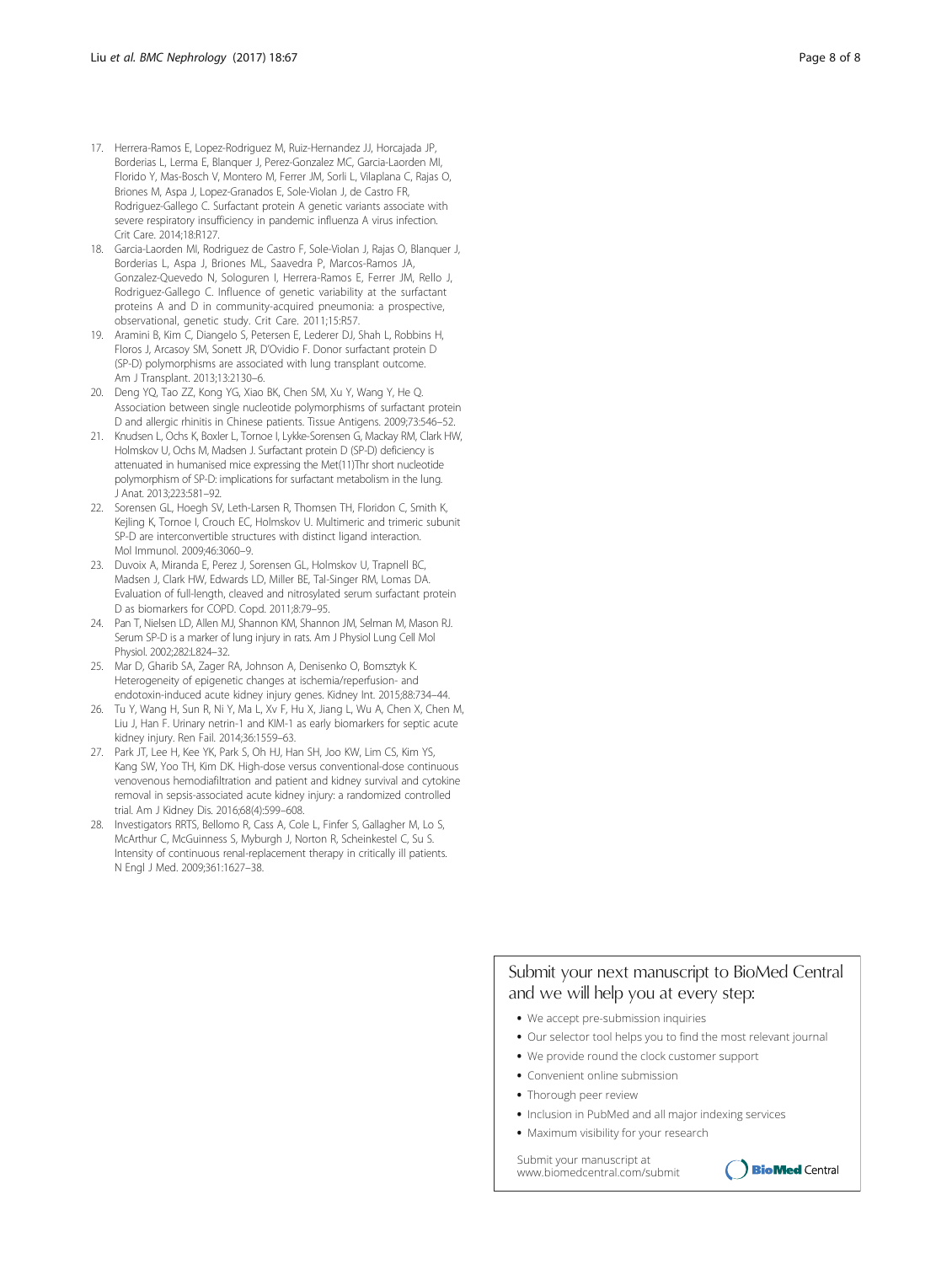17. Herrera-Ramos E, Lopez-Rodriguez M, Ruiz-Hernandez JJ, Horcajada JP, Borderias L, Lerma E, Blanquer J, Perez-Gonzalez MC, Garcia-Laorden MI, Florido Y, Mas-Bosch V, Montero M, Ferrer JM, Sorli L, Vilaplana C, Rajas O, Briones M, Aspa J, Lopez-Granados E, Sole-Violan J, de Castro FR, Rodriguez-Gallego C. Surfactant protein A genetic variants associate with severe respiratory insufficiency in pandemic influenza A virus infection. Crit Care. 2014;18:R127.
18. Garcia-Laorden MI, Rodriguez de Castro F, Sole-Violan J, Rajas O, Blanquer J, Borderias L, Aspa J, Briones ML, Saavedra P, Marcos-Ramos JA, Gonzalez-Quevedo N, Sologuren I, Herrera-Ramos E, Ferrer JM, Rello J, Rodriguez-Gallego C. Influence of genetic variability at the surfactant proteins A and D in community-acquired pneumonia: a prospective, observational, genetic study. Crit Care. 2011;15:R57.
19. Aramini B, Kim C, Diangelo S, Petersen E, Lederer DJ, Shah L, Robbins H, Floros J, Arcasoy SM, Sonett JR, D'Ovidio F. Donor surfactant protein D (SP-D) polymorphisms are associated with lung transplant outcome. Am J Transplant. 2013;13:2130–6.
20. Deng YQ, Tao ZZ, Kong YG, Xiao BK, Chen SM, Xu Y, Wang Y, He Q. Association between single nucleotide polymorphisms of surfactant protein D and allergic rhinitis in Chinese patients. Tissue Antigens. 2009;73:546–52.
21. Knudsen L, Ochs K, Boxler L, Tornoe I, Lykke-Sorensen G, Mackay RM, Clark HW, Holmskov U, Ochs M, Madsen J. Surfactant protein D (SP-D) deficiency is attenuated in humanised mice expressing the Met(11)Thr short nucleotide polymorphism of SP-D: implications for surfactant metabolism in the lung. J Anat. 2013;223:581–92.
22. Sorensen GL, Hoegh SV, Leth-Larsen R, Thomsen TH, Floridon C, Smith K, Kejling K, Tornoe I, Crouch EC, Holmskov U. Multimeric and trimeric subunit SP-D are interconvertible structures with distinct ligand interaction. Mol Immunol. 2009;46:3060–9.
23. Duvoix A, Miranda E, Perez J, Sorensen GL, Holmskov U, Trapnell BC, Madsen J, Clark HW, Edwards LD, Miller BE, Tal-Singer RM, Lomas DA. Evaluation of full-length, cleaved and nitrosylated serum surfactant protein D as biomarkers for COPD. Copd. 2011;8:79–95.
24. Pan T, Nielsen LD, Allen MJ, Shannon KM, Shannon JM, Selman M, Mason RJ. Serum SP-D is a marker of lung injury in rats. Am J Physiol Lung Cell Mol Physiol. 2002;282:L824–32.
25. Mar D, Gharib SA, Zager RA, Johnson A, Denisenko O, Bomsztyk K. Heterogeneity of epigenetic changes at ischemia/reperfusion- and endotoxin-induced acute kidney injury genes. Kidney Int. 2015;88:734–44.
26. Tu Y, Wang H, Sun R, Ni Y, Ma L, Xv F, Hu X, Jiang L, Wu A, Chen X, Chen M, Liu J, Han F. Urinary netrin-1 and KIM-1 as early biomarkers for septic acute kidney injury. Ren Fail. 2014;36:1559–63.
27. Park JT, Lee H, Kee YK, Park S, Oh HJ, Han SH, Joo KW, Lim CS, Kim YS, Kang SW, Yoo TH, Kim DK. High-dose versus conventional-dose continuous venovenous hemodiafiltration and patient and kidney survival and cytokine removal in sepsis-associated acute kidney injury: a randomized controlled trial. Am J Kidney Dis. 2016;68(4):599–608.
28. Investigators RRTS, Bellomo R, Cass A, Cole L, Finfer S, Gallagher M, Lo S, McArthur C, McGuinness S, Myburgh J, Norton R, Scheinkestel C, Su S. Intensity of continuous renal-replacement therapy in critically ill patients. N Engl J Med. 2009;361:1627–38.

Submit your next manuscript to BioMed Central and we will help you at every step:

- We accept pre-submission inquiries
- Our selector tool helps you to find the most relevant journal
- We provide round the clock customer support
- Convenient online submission
- Thorough peer review
- Inclusion in PubMed and all major indexing services
- Maximum visibility for your research

Submit your manuscript at
www.biomedcentral.com/submit

BioMed Central